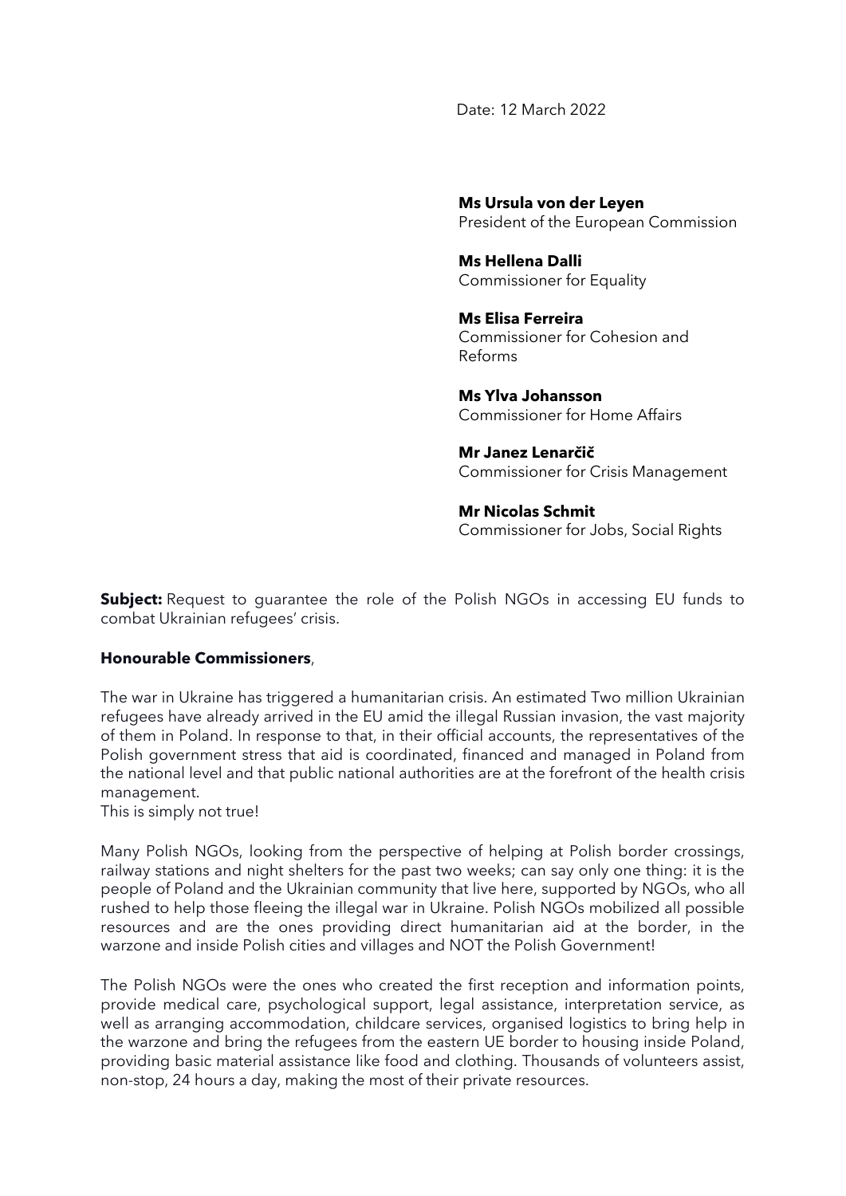Date: 12 March 2022

**Ms Ursula von der Leyen**
President of the European Commission

**Ms Hellena Dalli**
Commissioner for Equality

**Ms Elisa Ferreira**
Commissioner for Cohesion and Reforms

**Ms Ylva Johansson**
Commissioner for Home Affairs

**Mr Janez Lenarčič**
Commissioner for Crisis Management

**Mr Nicolas Schmit**
Commissioner for Jobs, Social Rights

**Subject:** Request to guarantee the role of the Polish NGOs in accessing EU funds to combat Ukrainian refugees' crisis.

**Honourable Commissioners**,

The war in Ukraine has triggered a humanitarian crisis. An estimated Two million Ukrainian refugees have already arrived in the EU amid the illegal Russian invasion, the vast majority of them in Poland. In response to that, in their official accounts, the representatives of the Polish government stress that aid is coordinated, financed and managed in Poland from the national level and that public national authorities are at the forefront of the health crisis management.
This is simply not true!

Many Polish NGOs, looking from the perspective of helping at Polish border crossings, railway stations and night shelters for the past two weeks; can say only one thing: it is the people of Poland and the Ukrainian community that live here, supported by NGOs, who all rushed to help those fleeing the illegal war in Ukraine. Polish NGOs mobilized all possible resources and are the ones providing direct humanitarian aid at the border, in the warzone and inside Polish cities and villages and NOT the Polish Government!

The Polish NGOs were the ones who created the first reception and information points, provide medical care, psychological support, legal assistance, interpretation service, as well as arranging accommodation, childcare services, organised logistics to bring help in the warzone and bring the refugees from the eastern UE border to housing inside Poland, providing basic material assistance like food and clothing. Thousands of volunteers assist, non-stop, 24 hours a day, making the most of their private resources.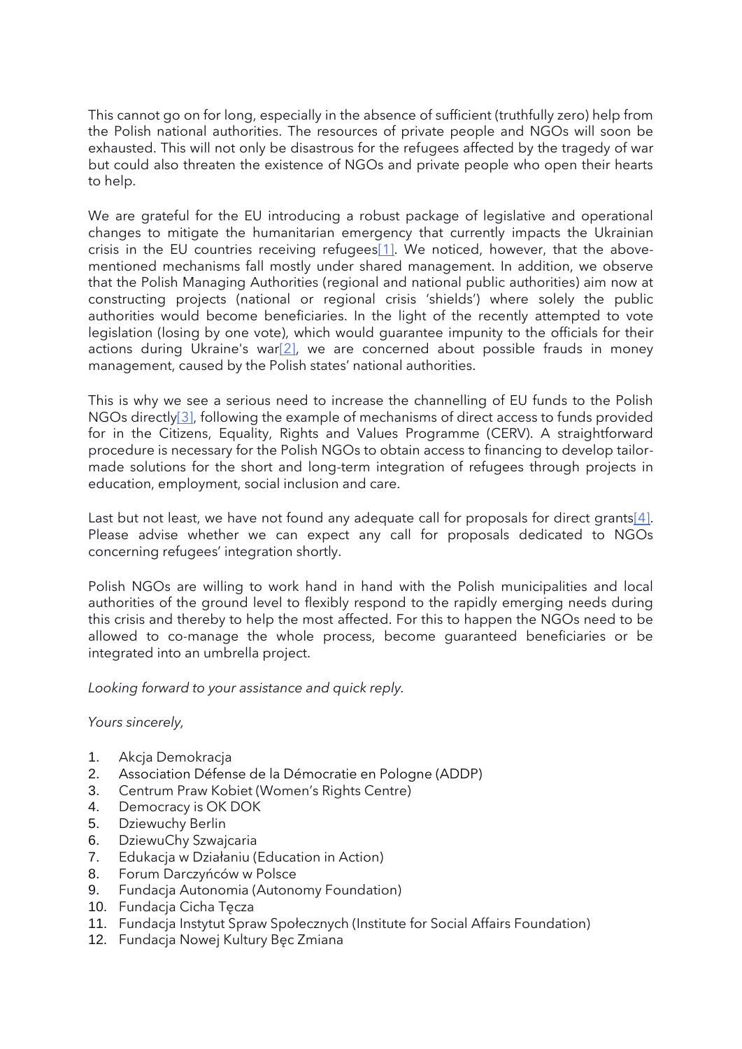This cannot go on for long, especially in the absence of sufficient (truthfully zero) help from the Polish national authorities. The resources of private people and NGOs will soon be exhausted. This will not only be disastrous for the refugees affected by the tragedy of war but could also threaten the existence of NGOs and private people who open their hearts to help.

We are grateful for the EU introducing a robust package of legislative and operational changes to mitigate the humanitarian emergency that currently impacts the Ukrainian crisis in the EU countries receiving refugees[1]. We noticed, however, that the above-mentioned mechanisms fall mostly under shared management. In addition, we observe that the Polish Managing Authorities (regional and national public authorities) aim now at constructing projects (national or regional crisis 'shields') where solely the public authorities would become beneficiaries. In the light of the recently attempted to vote legislation (losing by one vote), which would guarantee impunity to the officials for their actions during Ukraine's war[2], we are concerned about possible frauds in money management, caused by the Polish states' national authorities.

This is why we see a serious need to increase the channelling of EU funds to the Polish NGOs directly[3], following the example of mechanisms of direct access to funds provided for in the Citizens, Equality, Rights and Values Programme (CERV). A straightforward procedure is necessary for the Polish NGOs to obtain access to financing to develop tailor-made solutions for the short and long-term integration of refugees through projects in education, employment, social inclusion and care.

Last but not least, we have not found any adequate call for proposals for direct grants[4]. Please advise whether we can expect any call for proposals dedicated to NGOs concerning refugees' integration shortly.

Polish NGOs are willing to work hand in hand with the Polish municipalities and local authorities of the ground level to flexibly respond to the rapidly emerging needs during this crisis and thereby to help the most affected. For this to happen the NGOs need to be allowed to co-manage the whole process, become guaranteed beneficiaries or be integrated into an umbrella project.

*Looking forward to your assistance and quick reply.*

*Yours sincerely,*

1. Akcja Demokracja
2. Association Défense de la Démocratie en Pologne (ADDP)
3. Centrum Praw Kobiet (Women's Rights Centre)
4. Democracy is OK DOK
5. Dziewuchy Berlin
6. DziewuChy Szwajcaria
7. Edukacja w Działaniu (Education in Action)
8. Forum Darczyńców w Polsce
9. Fundacja Autonomia (Autonomy Foundation)
10. Fundacja Cicha Tęcza
11. Fundacja Instytut Spraw Społecznych (Institute for Social Affairs Foundation)
12. Fundacja Nowej Kultury Bęc Zmiana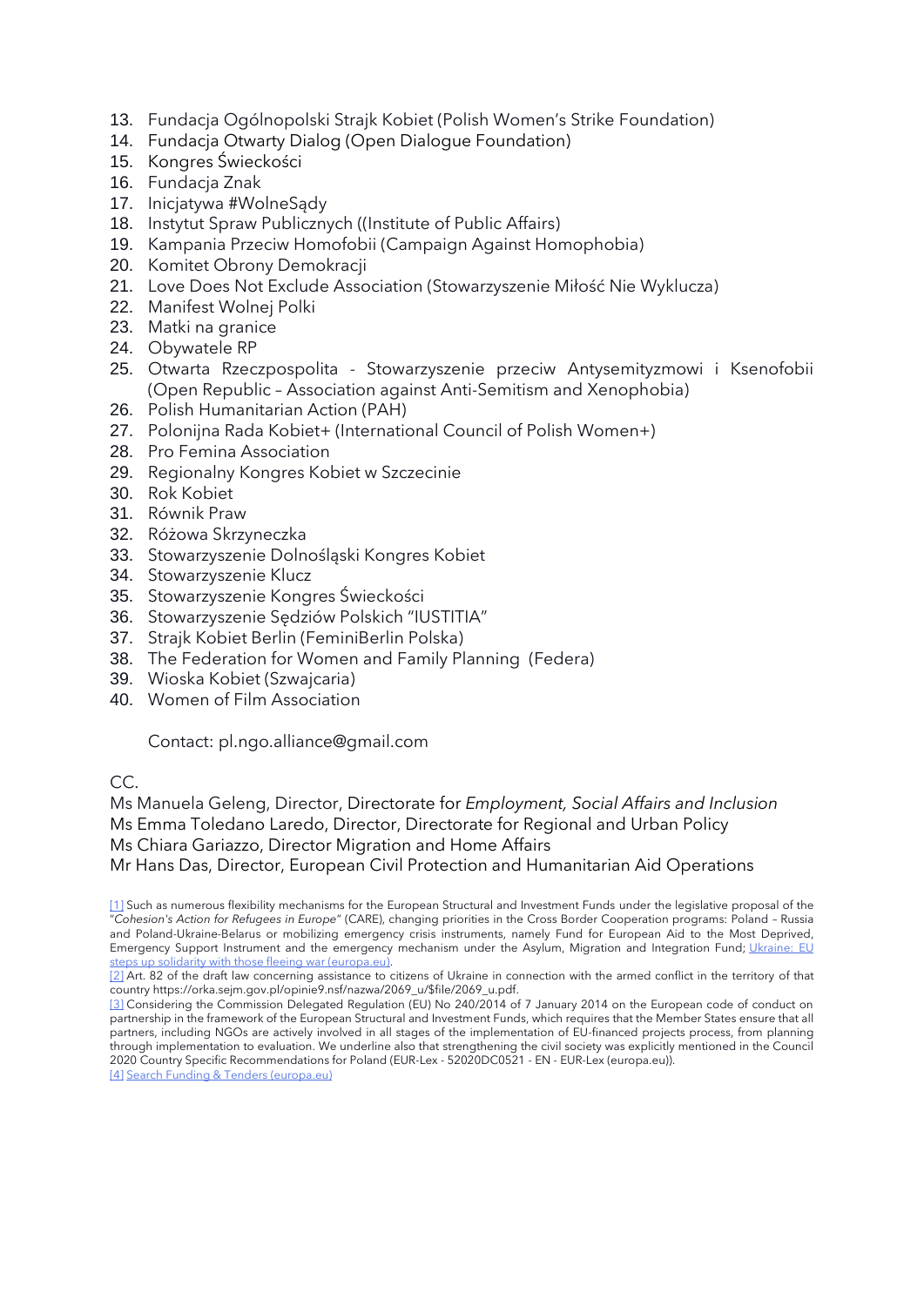13. Fundacja Ogólnopolski Strajk Kobiet (Polish Women's Strike Foundation)
14. Fundacja Otwarty Dialog (Open Dialogue Foundation)
15. Kongres Świeckości
16. Fundacja Znak
17. Inicjatywa #WolneSądy
18. Instytut Spraw Publicznych ((Institute of Public Affairs)
19. Kampania Przeciw Homofobii (Campaign Against Homophobia)
20. Komitet Obrony Demokracji
21. Love Does Not Exclude Association (Stowarzyszenie Miłość Nie Wyklucza)
22. Manifest Wolnej Polki
23. Matki na granice
24. Obywatele RP
25. Otwarta Rzeczpospolita - Stowarzyszenie przeciw Antysemityzmowi i Ksenofobii (Open Republic – Association against Anti-Semitism and Xenophobia)
26. Polish Humanitarian Action (PAH)
27. Polonijna Rada Kobiet+ (International Council of Polish Women+)
28. Pro Femina Association
29. Regionalny Kongres Kobiet w Szczecinie
30. Rok Kobiet
31. Równik Praw
32. Różowa Skrzyneczka
33. Stowarzyszenie Dolnośląski Kongres Kobiet
34. Stowarzyszenie Klucz
35. Stowarzyszenie Kongres Świeckości
36. Stowarzyszenie Sędziów Polskich "IUSTITIA"
37. Strajk Kobiet Berlin (FeminiBerlin Polska)
38. The Federation for Women and Family Planning (Federa)
39. Wioska Kobiet (Szwajcaria)
40. Women of Film Association

Contact: pl.ngo.alliance@gmail.com

CC.

Ms Manuela Geleng, Director, Directorate for *Employment, Social Affairs and Inclusion*
Ms Emma Toledano Laredo, Director, Directorate for Regional and Urban Policy
Ms Chiara Gariazzo, Director Migration and Home Affairs
Mr Hans Das, Director, European Civil Protection and Humanitarian Aid Operations

[1] Such as numerous flexibility mechanisms for the European Structural and Investment Funds under the legislative proposal of the "*Cohesion's Action for Refugees in Europe*" (CARE), changing priorities in the Cross Border Cooperation programs: Poland – Russia and Poland-Ukraine-Belarus or mobilizing emergency crisis instruments, namely Fund for European Aid to the Most Deprived, Emergency Support Instrument and the emergency mechanism under the Asylum, Migration and Integration Fund; Ukraine: EU steps up solidarity with those fleeing war (europa.eu).

[2] Art. 82 of the draft law concerning assistance to citizens of Ukraine in connection with the armed conflict in the territory of that country https://orka.sejm.gov.pl/opinie9.nsf/nazwa/2069_u/$file/2069_u.pdf.

[3] Considering the Commission Delegated Regulation (EU) No 240/2014 of 7 January 2014 on the European code of conduct on partnership in the framework of the European Structural and Investment Funds, which requires that the Member States ensure that all partners, including NGOs are actively involved in all stages of the implementation of EU-financed projects process, from planning through implementation to evaluation. We underline also that strengthening the civil society was explicitly mentioned in the Council 2020 Country Specific Recommendations for Poland (EUR-Lex - 52020DC0521 - EN - EUR-Lex (europa.eu)).

[4] Search Funding & Tenders (europa.eu)